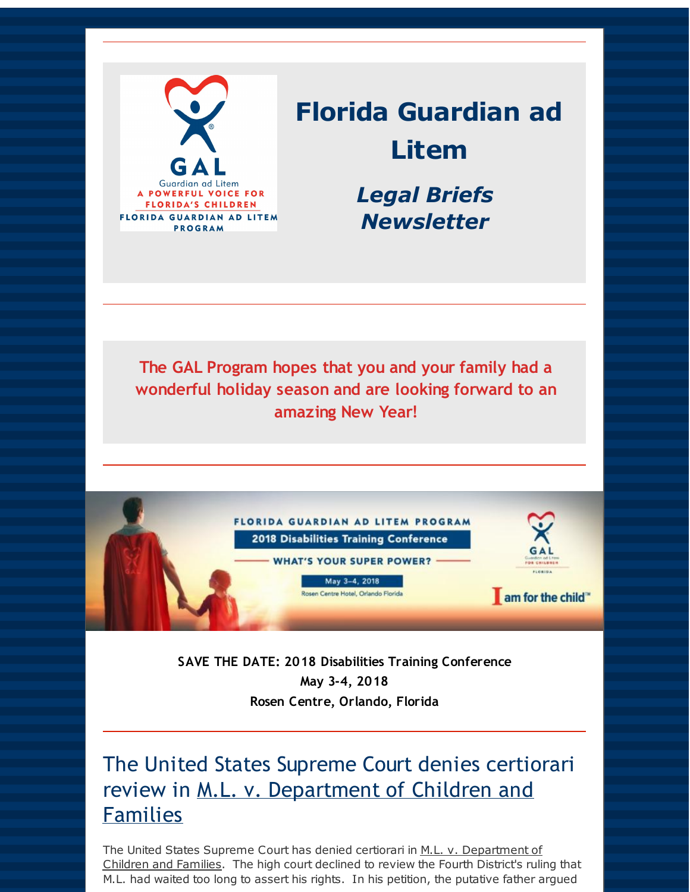# Florida Guardian ad Litem

## *Legal Briefs Newsletter*

**The GAL Program hopes that you and your family had a wonderful holiday season and are looking forward to an amazing New Year!**

**SAVE THE DATE: 2018 Disabilities Training Conference**
**May 3-4, 2018**
**Rosen Centre, Orlando, Florida**

## The United States Supreme Court denies certiorari review in M.L. v. Department of Children and Families

The United States Supreme Court has denied certiorari in M.L. v. Department of Children and Families. The high court declined to review the Fourth District's ruling that M.L. had waited too long to assert his rights. In his petition, the putative father argued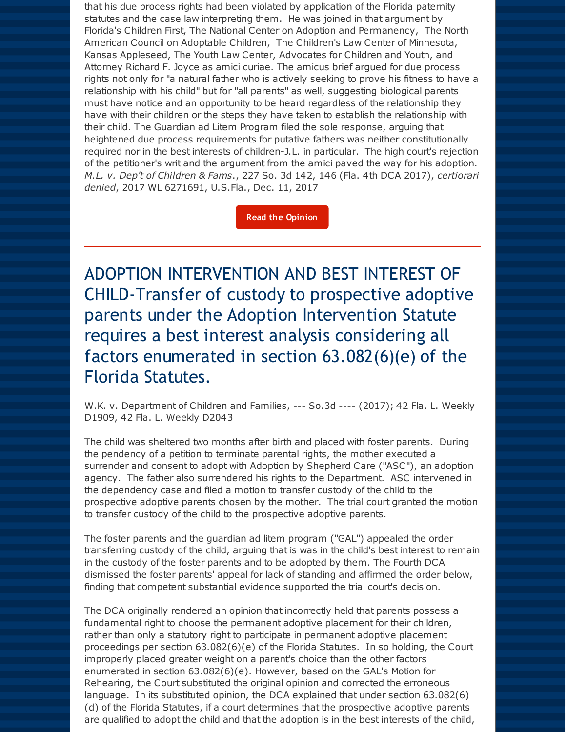that his due process rights had been violated by application of the Florida paternity statutes and the case law interpreting them. He was joined in that argument by Florida's Children First, The National Center on Adoption and Permanency, The North American Council on Adoptable Children, The Children's Law Center of Minnesota, Kansas Appleseed, The Youth Law Center, Advocates for Children and Youth, and Attorney Richard F. Joyce as amici curiae. The amicus brief argued for due process rights not only for "a natural father who is actively seeking to prove his fitness to have a relationship with his child" but for "all parents" as well, suggesting biological parents must have notice and an opportunity to be heard regardless of the relationship they have with their children or the steps they have taken to establish the relationship with their child. The Guardian ad Litem Program filed the sole response, arguing that heightened due process requirements for putative fathers was neither constitutionally required nor in the best interests of children-J.L. in particular. The high court's rejection of the petitioner's writ and the argument from the amici paved the way for his adoption. *M.L. v. Dep't of Children & Fams.*, 227 So. 3d 142, 146 (Fla. 4th DCA 2017), *certiorari denied*, 2017 WL 6271691, U.S.Fla., Dec. 11, 2017

Read the Opinion

---

## ADOPTION INTERVENTION AND BEST INTEREST OF CHILD-Transfer of custody to prospective adoptive parents under the Adoption Intervention Statute requires a best interest analysis considering all factors enumerated in section 63.082(6)(e) of the Florida Statutes.

W.K. v. Department of Children and Families, --- So.3d ---- (2017); 42 Fla. L. Weekly D1909, 42 Fla. L. Weekly D2043

The child was sheltered two months after birth and placed with foster parents. During the pendency of a petition to terminate parental rights, the mother executed a surrender and consent to adopt with Adoption by Shepherd Care ("ASC"), an adoption agency. The father also surrendered his rights to the Department. ASC intervened in the dependency case and filed a motion to transfer custody of the child to the prospective adoptive parents chosen by the mother. The trial court granted the motion to transfer custody of the child to the prospective adoptive parents.

The foster parents and the guardian ad litem program ("GAL") appealed the order transferring custody of the child, arguing that is was in the child's best interest to remain in the custody of the foster parents and to be adopted by them. The Fourth DCA dismissed the foster parents' appeal for lack of standing and affirmed the order below, finding that competent substantial evidence supported the trial court's decision.

The DCA originally rendered an opinion that incorrectly held that parents possess a fundamental right to choose the permanent adoptive placement for their children, rather than only a statutory right to participate in permanent adoptive placement proceedings per section 63.082(6)(e) of the Florida Statutes. In so holding, the Court improperly placed greater weight on a parent's choice than the other factors enumerated in section 63.082(6)(e). However, based on the GAL's Motion for Rehearing, the Court substituted the original opinion and corrected the erroneous language. In its substituted opinion, the DCA explained that under section 63.082(6)(d) of the Florida Statutes, if a court determines that the prospective adoptive parents are qualified to adopt the child and that the adoption is in the best interests of the child,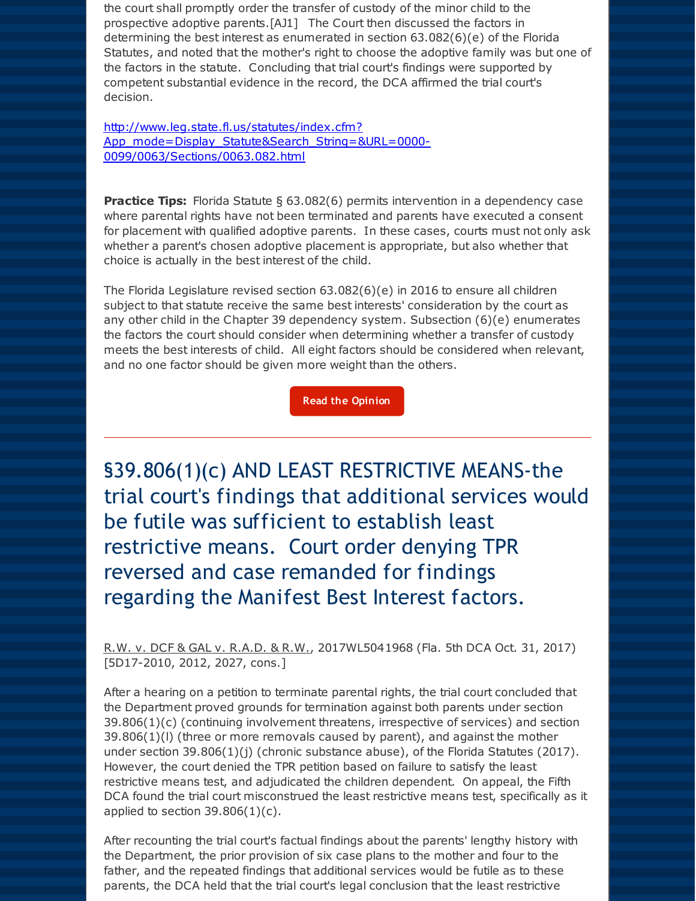the court shall promptly order the transfer of custody of the minor child to the prospective adoptive parents.[AJ1] The Court then discussed the factors in determining the best interest as enumerated in section 63.082(6)(e) of the Florida Statutes, and noted that the mother's right to choose the adoptive family was but one of the factors in the statute. Concluding that trial court's findings were supported by competent substantial evidence in the record, the DCA affirmed the trial court's decision.

[http://www.leg.state.fl.us/statutes/index.cfm?App_mode=Display_Statute&Search_String=&URL=0000-0099/0063/Sections/0063.082.html](http://www.leg.state.fl.us/statutes/index.cfm?App_mode=Display_Statute&Search_String=&URL=0000-0099/0063/Sections/0063.082.html)

**Practice Tips:** Florida Statute § 63.082(6) permits intervention in a dependency case where parental rights have not been terminated and parents have executed a consent for placement with qualified adoptive parents. In these cases, courts must not only ask whether a parent's chosen adoptive placement is appropriate, but also whether that choice is actually in the best interest of the child.

The Florida Legislature revised section 63.082(6)(e) in 2016 to ensure all children subject to that statute receive the same best interests' consideration by the court as any other child in the Chapter 39 dependency system. Subsection (6)(e) enumerates the factors the court should consider when determining whether a transfer of custody meets the best interests of child. All eight factors should be considered when relevant, and no one factor should be given more weight than the others.

Read the Opinion

---

## §39.806(1)(c) AND LEAST RESTRICTIVE MEANS-the trial court's findings that additional services would be futile was sufficient to establish least restrictive means. Court order denying TPR reversed and case remanded for findings regarding the Manifest Best Interest factors.

R.W. v. DCF & GAL v. R.A.D. & R.W., 2017WL5041968 (Fla. 5th DCA Oct. 31, 2017) [5D17-2010, 2012, 2027, cons.]

After a hearing on a petition to terminate parental rights, the trial court concluded that the Department proved grounds for termination against both parents under section 39.806(1)(c) (continuing involvement threatens, irrespective of services) and section 39.806(1)(l) (three or more removals caused by parent), and against the mother under section 39.806(1)(j) (chronic substance abuse), of the Florida Statutes (2017). However, the court denied the TPR petition based on failure to satisfy the least restrictive means test, and adjudicated the children dependent. On appeal, the Fifth DCA found the trial court misconstrued the least restrictive means test, specifically as it applied to section 39.806(1)(c).

After recounting the trial court's factual findings about the parents' lengthy history with the Department, the prior provision of six case plans to the mother and four to the father, and the repeated findings that additional services would be futile as to these parents, the DCA held that the trial court's legal conclusion that the least restrictive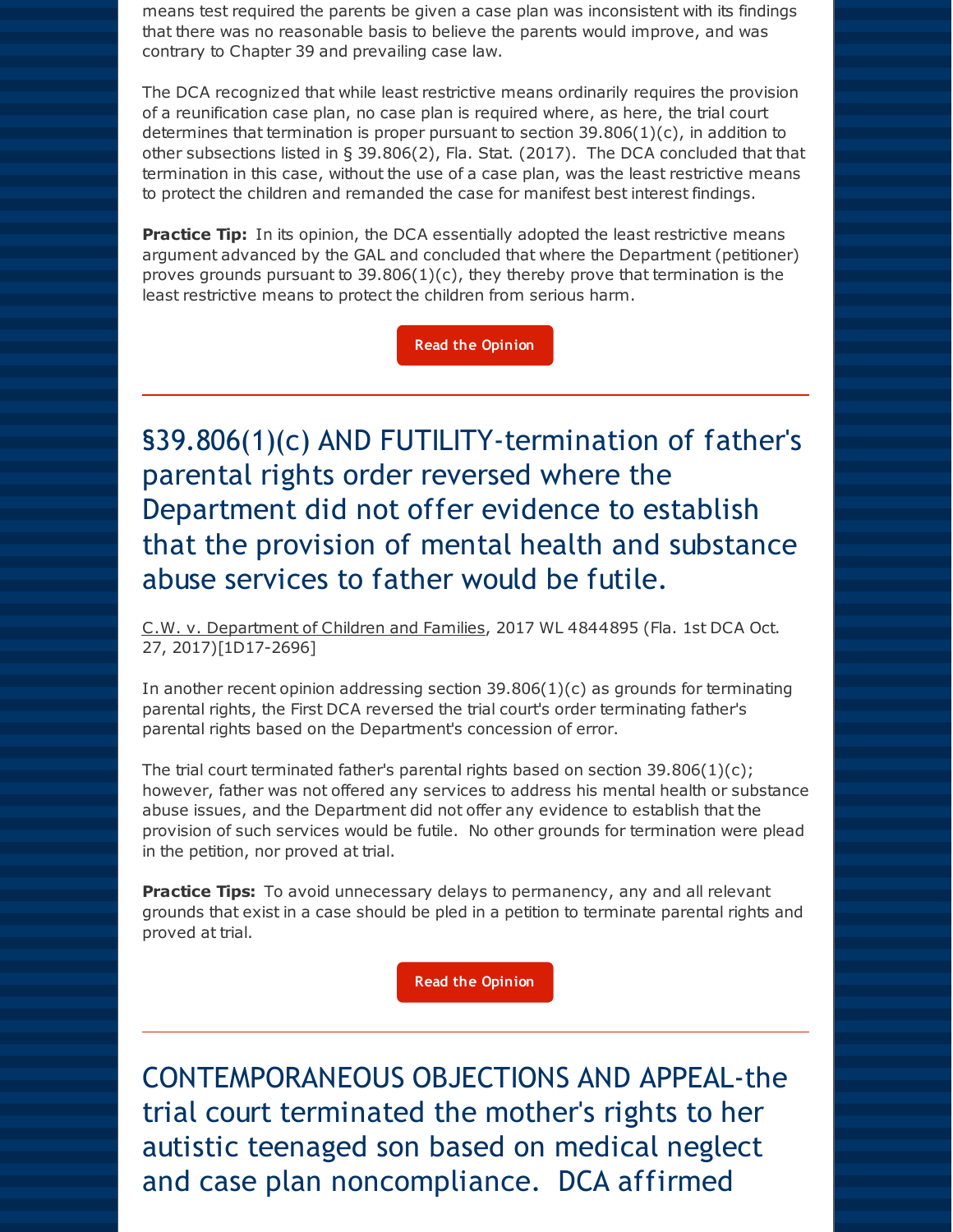means test required the parents be given a case plan was inconsistent with its findings that there was no reasonable basis to believe the parents would improve, and was contrary to Chapter 39 and prevailing case law.

The DCA recognized that while least restrictive means ordinarily requires the provision of a reunification case plan, no case plan is required where, as here, the trial court determines that termination is proper pursuant to section 39.806(1)(c), in addition to other subsections listed in § 39.806(2), Fla. Stat. (2017). The DCA concluded that that termination in this case, without the use of a case plan, was the least restrictive means to protect the children and remanded the case for manifest best interest findings.

**Practice Tip:** In its opinion, the DCA essentially adopted the least restrictive means argument advanced by the GAL and concluded that where the Department (petitioner) proves grounds pursuant to 39.806(1)(c), they thereby prove that termination is the least restrictive means to protect the children from serious harm.

Read the Opinion

---

## §39.806(1)(c) AND FUTILITY-termination of father's parental rights order reversed where the Department did not offer evidence to establish that the provision of mental health and substance abuse services to father would be futile.

C.W. v. Department of Children and Families, 2017 WL 4844895 (Fla. 1st DCA Oct. 27, 2017)[1D17-2696]

In another recent opinion addressing section 39.806(1)(c) as grounds for terminating parental rights, the First DCA reversed the trial court's order terminating father's parental rights based on the Department's concession of error.

The trial court terminated father's parental rights based on section 39.806(1)(c); however, father was not offered any services to address his mental health or substance abuse issues, and the Department did not offer any evidence to establish that the provision of such services would be futile. No other grounds for termination were plead in the petition, nor proved at trial.

**Practice Tips:** To avoid unnecessary delays to permanency, any and all relevant grounds that exist in a case should be pled in a petition to terminate parental rights and proved at trial.

Read the Opinion

---

## CONTEMPORANEOUS OBJECTIONS AND APPEAL-the trial court terminated the mother's rights to her autistic teenaged son based on medical neglect and case plan noncompliance. DCA affirmed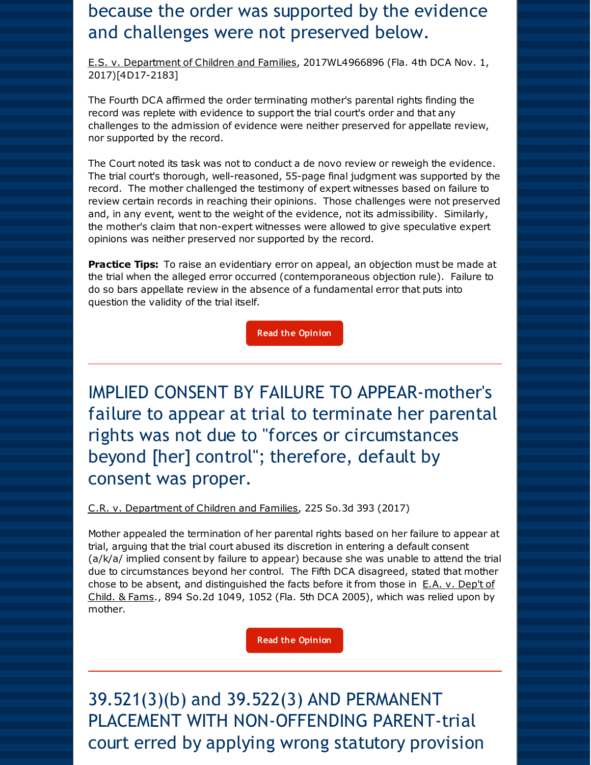## because the order was supported by the evidence and challenges were not preserved below.

E.S. v. Department of Children and Families, 2017WL4966896 (Fla. 4th DCA Nov. 1, 2017)[4D17-2183]

The Fourth DCA affirmed the order terminating mother's parental rights finding the record was replete with evidence to support the trial court's order and that any challenges to the admission of evidence were neither preserved for appellate review, nor supported by the record.

The Court noted its task was not to conduct a de novo review or reweigh the evidence. The trial court's thorough, well-reasoned, 55-page final judgment was supported by the record. The mother challenged the testimony of expert witnesses based on failure to review certain records in reaching their opinions. Those challenges were not preserved and, in any event, went to the weight of the evidence, not its admissibility. Similarly, the mother's claim that non-expert witnesses were allowed to give speculative expert opinions was neither preserved nor supported by the record.

**Practice Tips:** To raise an evidentiary error on appeal, an objection must be made at the trial when the alleged error occurred (contemporaneous objection rule). Failure to do so bars appellate review in the absence of a fundamental error that puts into question the validity of the trial itself.

Read the Opinion

---

## IMPLIED CONSENT BY FAILURE TO APPEAR-mother's failure to appear at trial to terminate her parental rights was not due to "forces or circumstances beyond [her] control"; therefore, default by consent was proper.

C.R. v. Department of Children and Families, 225 So.3d 393 (2017)

Mother appealed the termination of her parental rights based on her failure to appear at trial, arguing that the trial court abused its discretion in entering a default consent (a/k/a/ implied consent by failure to appear) because she was unable to attend the trial due to circumstances beyond her control. The Fifth DCA disagreed, stated that mother chose to be absent, and distinguished the facts before it from those in E.A. v. Dep't of Child. & Fams., 894 So.2d 1049, 1052 (Fla. 5th DCA 2005), which was relied upon by mother.

Read the Opinion

---

## 39.521(3)(b) and 39.522(3) AND PERMANENT PLACEMENT WITH NON-OFFENDING PARENT-trial court erred by applying wrong statutory provision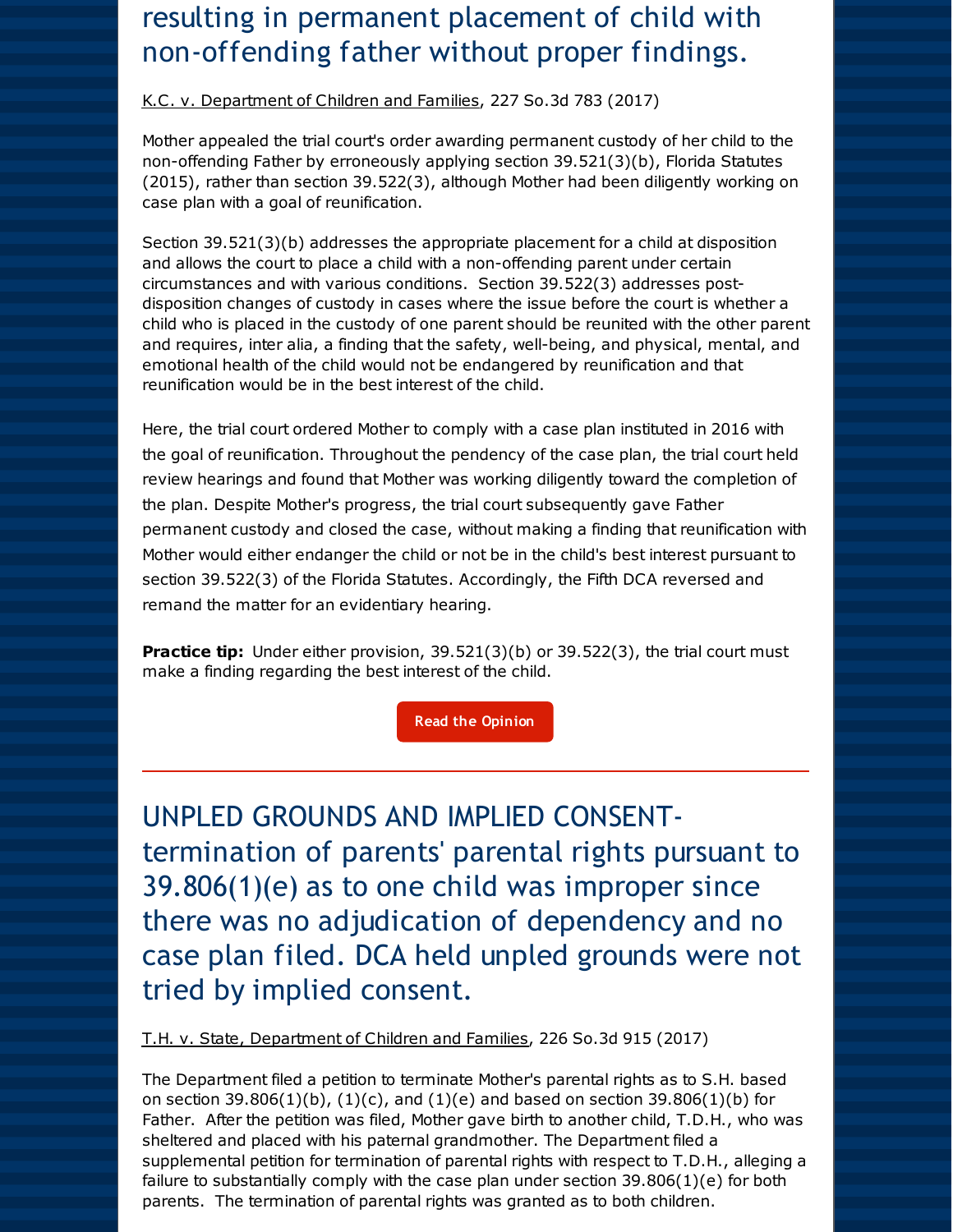## resulting in permanent placement of child with non-offending father without proper findings.

K.C. v. Department of Children and Families, 227 So.3d 783 (2017)

Mother appealed the trial court's order awarding permanent custody of her child to the non-offending Father by erroneously applying section 39.521(3)(b), Florida Statutes (2015), rather than section 39.522(3), although Mother had been diligently working on case plan with a goal of reunification.

Section 39.521(3)(b) addresses the appropriate placement for a child at disposition and allows the court to place a child with a non-offending parent under certain circumstances and with various conditions. Section 39.522(3) addresses post-disposition changes of custody in cases where the issue before the court is whether a child who is placed in the custody of one parent should be reunited with the other parent and requires, inter alia, a finding that the safety, well-being, and physical, mental, and emotional health of the child would not be endangered by reunification and that reunification would be in the best interest of the child.

Here, the trial court ordered Mother to comply with a case plan instituted in 2016 with the goal of reunification. Throughout the pendency of the case plan, the trial court held review hearings and found that Mother was working diligently toward the completion of the plan. Despite Mother's progress, the trial court subsequently gave Father permanent custody and closed the case, without making a finding that reunification with Mother would either endanger the child or not be in the child's best interest pursuant to section 39.522(3) of the Florida Statutes. Accordingly, the Fifth DCA reversed and remand the matter for an evidentiary hearing.

**Practice tip:** Under either provision, 39.521(3)(b) or 39.522(3), the trial court must make a finding regarding the best interest of the child.

Read the Opinion

---

## UNPLED GROUNDS AND IMPLIED CONSENT- termination of parents' parental rights pursuant to 39.806(1)(e) as to one child was improper since there was no adjudication of dependency and no case plan filed. DCA held unpled grounds were not tried by implied consent.

T.H. v. State, Department of Children and Families, 226 So.3d 915 (2017)

The Department filed a petition to terminate Mother's parental rights as to S.H. based on section 39.806(1)(b), (1)(c), and (1)(e) and based on section 39.806(1)(b) for Father. After the petition was filed, Mother gave birth to another child, T.D.H., who was sheltered and placed with his paternal grandmother. The Department filed a supplemental petition for termination of parental rights with respect to T.D.H., alleging a failure to substantially comply with the case plan under section 39.806(1)(e) for both parents. The termination of parental rights was granted as to both children.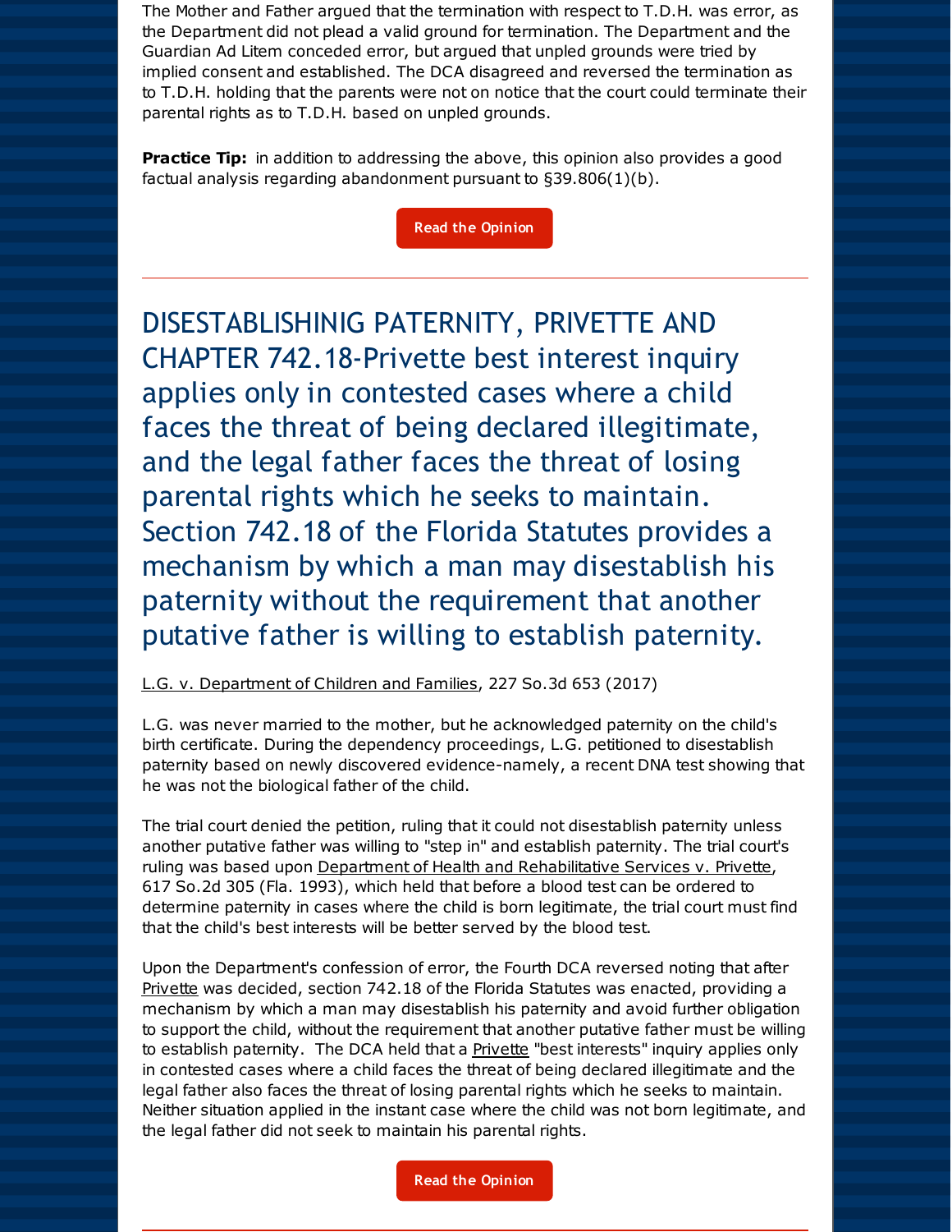The Mother and Father argued that the termination with respect to T.D.H. was error, as the Department did not plead a valid ground for termination. The Department and the Guardian Ad Litem conceded error, but argued that unpled grounds were tried by implied consent and established. The DCA disagreed and reversed the termination as to T.D.H. holding that the parents were not on notice that the court could terminate their parental rights as to T.D.H. based on unpled grounds.

**Practice Tip:** in addition to addressing the above, this opinion also provides a good factual analysis regarding abandonment pursuant to §39.806(1)(b).

Read the Opinion

---

## DISESTABLISHINIG PATERNITY, PRIVETTE AND CHAPTER 742.18-Privette best interest inquiry applies only in contested cases where a child faces the threat of being declared illegitimate, and the legal father faces the threat of losing parental rights which he seeks to maintain. Section 742.18 of the Florida Statutes provides a mechanism by which a man may disestablish his paternity without the requirement that another putative father is willing to establish paternity.

L.G. v. Department of Children and Families, 227 So.3d 653 (2017)

L.G. was never married to the mother, but he acknowledged paternity on the child's birth certificate. During the dependency proceedings, L.G. petitioned to disestablish paternity based on newly discovered evidence-namely, a recent DNA test showing that he was not the biological father of the child.

The trial court denied the petition, ruling that it could not disestablish paternity unless another putative father was willing to "step in" and establish paternity. The trial court's ruling was based upon Department of Health and Rehabilitative Services v. Privette, 617 So.2d 305 (Fla. 1993), which held that before a blood test can be ordered to determine paternity in cases where the child is born legitimate, the trial court must find that the child's best interests will be better served by the blood test.

Upon the Department's confession of error, the Fourth DCA reversed noting that after Privette was decided, section 742.18 of the Florida Statutes was enacted, providing a mechanism by which a man may disestablish his paternity and avoid further obligation to support the child, without the requirement that another putative father must be willing to establish paternity. The DCA held that a Privette "best interests" inquiry applies only in contested cases where a child faces the threat of being declared illegitimate and the legal father also faces the threat of losing parental rights which he seeks to maintain. Neither situation applied in the instant case where the child was not born legitimate, and the legal father did not seek to maintain his parental rights.

Read the Opinion

---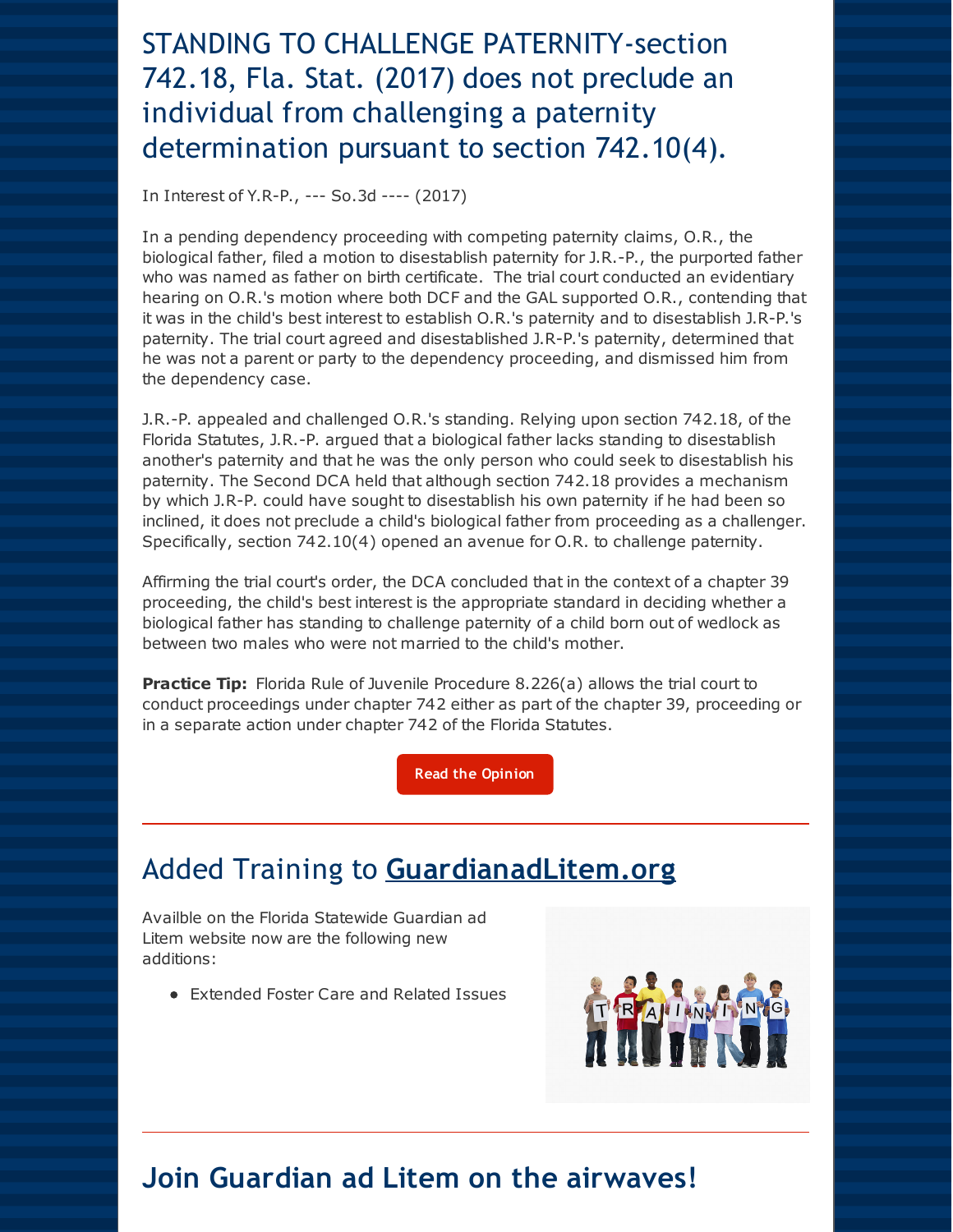## STANDING TO CHALLENGE PATERNITY-section 742.18, Fla. Stat. (2017) does not preclude an individual from challenging a paternity determination pursuant to section 742.10(4).

In Interest of Y.R-P., --- So.3d ---- (2017)

In a pending dependency proceeding with competing paternity claims, O.R., the biological father, filed a motion to disestablish paternity for J.R.-P., the purported father who was named as father on birth certificate. The trial court conducted an evidentiary hearing on O.R.'s motion where both DCF and the GAL supported O.R., contending that it was in the child's best interest to establish O.R.'s paternity and to disestablish J.R-P.'s paternity. The trial court agreed and disestablished J.R-P.'s paternity, determined that he was not a parent or party to the dependency proceeding, and dismissed him from the dependency case.

J.R.-P. appealed and challenged O.R.'s standing. Relying upon section 742.18, of the Florida Statutes, J.R.-P. argued that a biological father lacks standing to disestablish another's paternity and that he was the only person who could seek to disestablish his paternity. The Second DCA held that although section 742.18 provides a mechanism by which J.R-P. could have sought to disestablish his own paternity if he had been so inclined, it does not preclude a child's biological father from proceeding as a challenger. Specifically, section 742.10(4) opened an avenue for O.R. to challenge paternity.

Affirming the trial court's order, the DCA concluded that in the context of a chapter 39 proceeding, the child's best interest is the appropriate standard in deciding whether a biological father has standing to challenge paternity of a child born out of wedlock as between two males who were not married to the child's mother.

**Practice Tip:** Florida Rule of Juvenile Procedure 8.226(a) allows the trial court to conduct proceedings under chapter 742 either as part of the chapter 39, proceeding or in a separate action under chapter 742 of the Florida Statutes.

Read the Opinion

---

## Added Training to GuardianadLitem.org

Availble on the Florida Statewide Guardian ad Litem website now are the following new additions:

- Extended Foster Care and Related Issues

---

## Join Guardian ad Litem on the airwaves!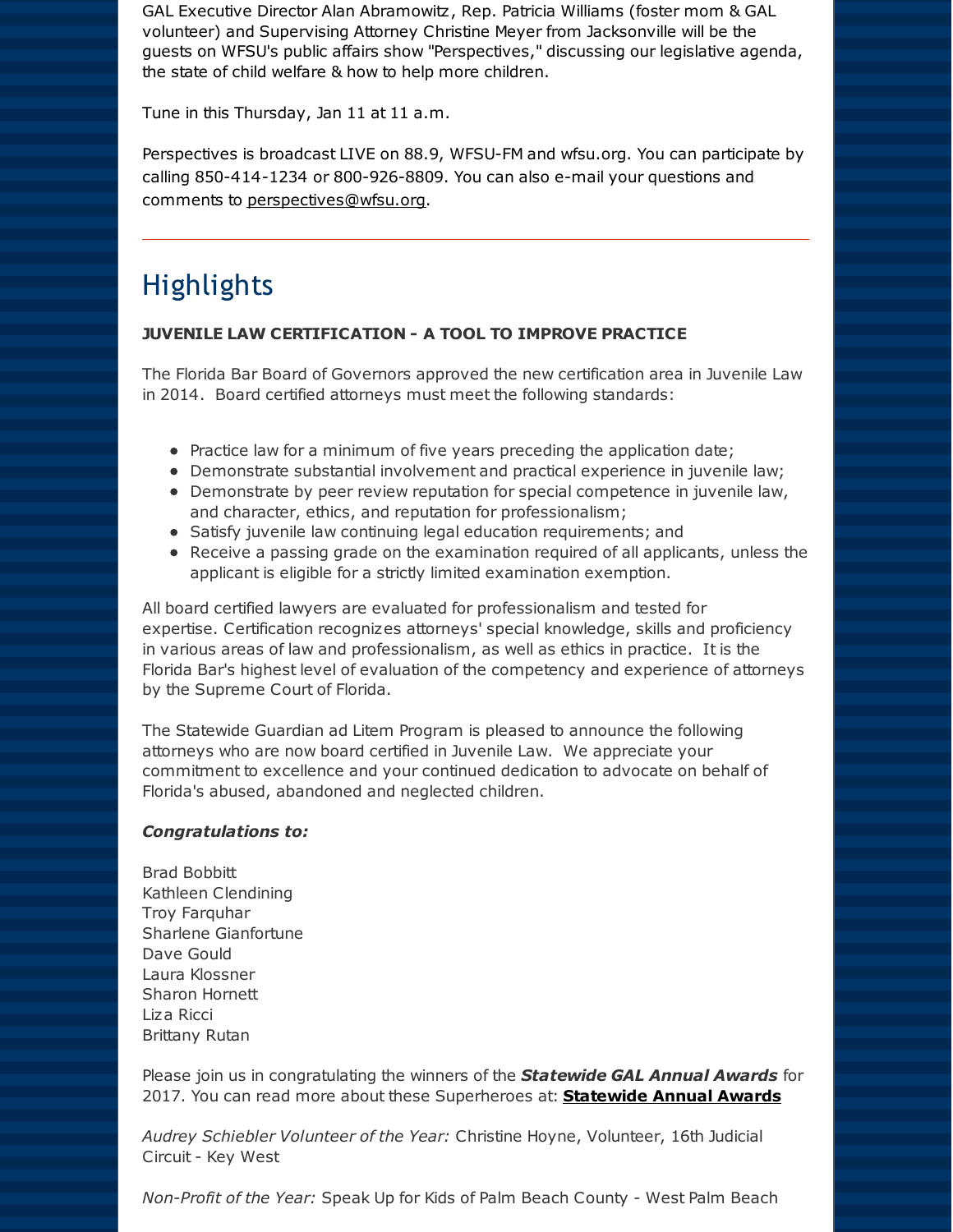GAL Executive Director Alan Abramowitz, Rep. Patricia Williams (foster mom & GAL volunteer) and Supervising Attorney Christine Meyer from Jacksonville will be the guests on WFSU's public affairs show "Perspectives," discussing our legislative agenda, the state of child welfare & how to help more children.

Tune in this Thursday, Jan 11 at 11 a.m.

Perspectives is broadcast LIVE on 88.9, WFSU-FM and wfsu.org. You can participate by calling 850-414-1234 or 800-926-8809. You can also e-mail your questions and comments to perspectives@wfsu.org.

---

## Highlights

**JUVENILE LAW CERTIFICATION - A TOOL TO IMPROVE PRACTICE**

The Florida Bar Board of Governors approved the new certification area in Juvenile Law in 2014. Board certified attorneys must meet the following standards:

- Practice law for a minimum of five years preceding the application date;
- Demonstrate substantial involvement and practical experience in juvenile law;
- Demonstrate by peer review reputation for special competence in juvenile law, and character, ethics, and reputation for professionalism;
- Satisfy juvenile law continuing legal education requirements; and
- Receive a passing grade on the examination required of all applicants, unless the applicant is eligible for a strictly limited examination exemption.

All board certified lawyers are evaluated for professionalism and tested for expertise. Certification recognizes attorneys' special knowledge, skills and proficiency in various areas of law and professionalism, as well as ethics in practice. It is the Florida Bar's highest level of evaluation of the competency and experience of attorneys by the Supreme Court of Florida.

The Statewide Guardian ad Litem Program is pleased to announce the following attorneys who are now board certified in Juvenile Law. We appreciate your commitment to excellence and your continued dedication to advocate on behalf of Florida's abused, abandoned and neglected children.

***Congratulations to:***

Brad Bobbitt
Kathleen Clendining
Troy Farquhar
Sharlene Gianfortune
Dave Gould
Laura Klossner
Sharon Hornett
Liza Ricci
Brittany Rutan

Please join us in congratulating the winners of the ***Statewide GAL Annual Awards*** for 2017. You can read more about these Superheroes at: **Statewide Annual Awards**

*Audrey Schiebler Volunteer of the Year:* Christine Hoyne, Volunteer, 16th Judicial Circuit - Key West

*Non-Profit of the Year:* Speak Up for Kids of Palm Beach County - West Palm Beach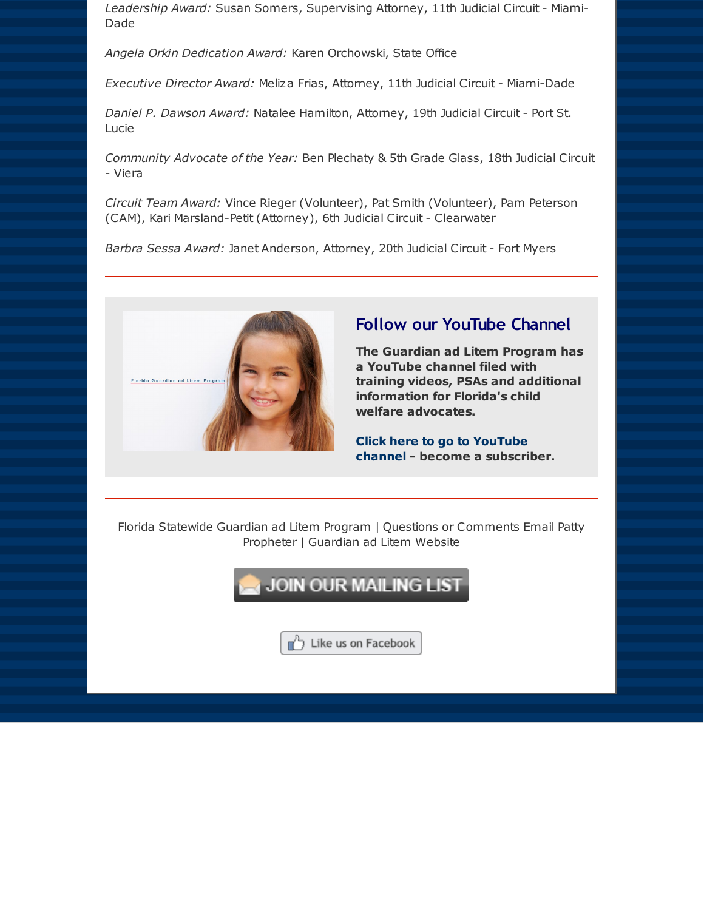*Leadership Award:* Susan Somers, Supervising Attorney, 11th Judicial Circuit - Miami-Dade

*Angela Orkin Dedication Award:* Karen Orchowski, State Office

*Executive Director Award:* Meliza Frias, Attorney, 11th Judicial Circuit - Miami-Dade

*Daniel P. Dawson Award:* Natalee Hamilton, Attorney, 19th Judicial Circuit - Port St. Lucie

*Community Advocate of the Year:* Ben Plechaty & 5th Grade Glass, 18th Judicial Circuit - Viera

*Circuit Team Award:* Vince Rieger (Volunteer), Pat Smith (Volunteer), Pam Peterson (CAM), Kari Marsland-Petit (Attorney), 6th Judicial Circuit - Clearwater

*Barbra Sessa Award:* Janet Anderson, Attorney, 20th Judicial Circuit - Fort Myers

---

## Follow our YouTube Channel

**The Guardian ad Litem Program has a YouTube channel filed with training videos, PSAs and additional information for Florida's child welfare advocates.**

**Click here to go to YouTube channel - become a subscriber.**

---

Florida Statewide Guardian ad Litem Program | Questions or Comments Email Patty Propheter | Guardian ad Litem Website

JOIN OUR MAILING LIST

Like us on Facebook